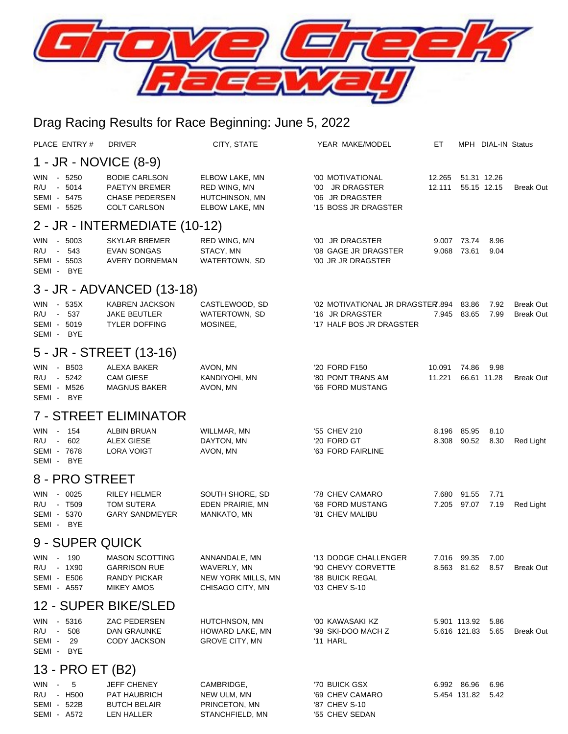# Grove Creek Raceway

## Drag Racing Results for Race Beginning: June 5, 2022

| PLACE | ENTRY # | DRIVER | CITY, STATE | YEAR MAKE/MODEL | ET | MPH | DIAL-IN | Status |
|---|---|---|---|---|---|---|---|---|

### 1 - JR - NOVICE (8-9)

| PLACE | ENTRY # | DRIVER | CITY, STATE | YEAR MAKE/MODEL | ET | MPH | DIAL-IN | Status |
|---|---|---|---|---|---|---|---|---|
| WIN | 5250 | BODIE CARLSON | ELBOW LAKE, MN | '00 MOTIVATIONAL | 12.265 | 51.31 | 12.26 | |
| R/U | 5014 | PAETYN BREMER | RED WING, MN | '00 JR DRAGSTER | 12.111 | 55.15 | 12.15 | Break Out |
| SEMI | 5475 | CHASE PEDERSEN | HUTCHINSON, MN | '06 JR DRAGSTER | | | | |
| SEMI | 5525 | COLT CARLSON | ELBOW LAKE, MN | '15 BOSS JR DRAGSTER | | | | |

### 2 - JR - INTERMEDIATE (10-12)

| PLACE | ENTRY # | DRIVER | CITY, STATE | YEAR MAKE/MODEL | ET | MPH | DIAL-IN | Status |
|---|---|---|---|---|---|---|---|---|
| WIN | 5003 | SKYLAR BREMER | RED WING, MN | '00 JR DRAGSTER | 9.007 | 73.74 | 8.96 | |
| R/U | 543 | EVAN SONGAS | STACY, MN | '08 GAGE JR DRAGSTER | 9.068 | 73.61 | 9.04 | |
| SEMI | 5503 | AVERY DORNEMAN | WATERTOWN, SD | '00 JR JR DRAGSTER | | | | |
| SEMI | BYE | | | | | | | |

### 3 - JR - ADVANCED (13-18)

| PLACE | ENTRY # | DRIVER | CITY, STATE | YEAR MAKE/MODEL | ET | MPH | DIAL-IN | Status |
|---|---|---|---|---|---|---|---|---|
| WIN | 535X | KABREN JACKSON | CASTLEWOOD, SD | '02 MOTIVATIONAL JR DRAGSTER | 7.894 | 83.86 | 7.92 | Break Out |
| R/U | 537 | JAKE BEUTLER | WATERTOWN, SD | '16 JR DRAGSTER | 7.945 | 83.65 | 7.99 | Break Out |
| SEMI | 5019 | TYLER DOFFING | MOSINEE, | '17 HALF BOS JR DRAGSTER | | | | |
| SEMI | BYE | | | | | | | |

### 5 - JR - STREET (13-16)

| PLACE | ENTRY # | DRIVER | CITY, STATE | YEAR MAKE/MODEL | ET | MPH | DIAL-IN | Status |
|---|---|---|---|---|---|---|---|---|
| WIN | B503 | ALEXA BAKER | AVON, MN | '20 FORD F150 | 10.091 | 74.86 | 9.98 | |
| R/U | 5242 | CAM GIESE | KANDIYOHI, MN | '80 PONT TRANS AM | 11.221 | 66.61 | 11.28 | Break Out |
| SEMI | M526 | MAGNUS BAKER | AVON, MN | '66 FORD MUSTANG | | | | |
| SEMI | BYE | | | | | | | |

### 7 - STREET ELIMINATOR

| PLACE | ENTRY # | DRIVER | CITY, STATE | YEAR MAKE/MODEL | ET | MPH | DIAL-IN | Status |
|---|---|---|---|---|---|---|---|---|
| WIN | 154 | ALBIN BRUAN | WILLMAR, MN | '55 CHEV 210 | 8.196 | 85.95 | 8.10 | |
| R/U | 602 | ALEX GIESE | DAYTON, MN | '20 FORD GT | 8.308 | 90.52 | 8.30 | Red Light |
| SEMI | 7678 | LORA VOIGT | AVON, MN | '63 FORD FAIRLINE | | | | |
| SEMI | BYE | | | | | | | |

### 8 - PRO STREET

| PLACE | ENTRY # | DRIVER | CITY, STATE | YEAR MAKE/MODEL | ET | MPH | DIAL-IN | Status |
|---|---|---|---|---|---|---|---|---|
| WIN | 0025 | RILEY HELMER | SOUTH SHORE, SD | '78 CHEV CAMARO | 7.680 | 91.55 | 7.71 | |
| R/U | T509 | TOM SUTERA | EDEN PRAIRIE, MN | '68 FORD MUSTANG | 7.205 | 97.07 | 7.19 | Red Light |
| SEMI | 5370 | GARY SANDMEYER | MANKATO, MN | '81 CHEV MALIBU | | | | |
| SEMI | BYE | | | | | | | |

### 9 - SUPER QUICK

| PLACE | ENTRY # | DRIVER | CITY, STATE | YEAR MAKE/MODEL | ET | MPH | DIAL-IN | Status |
|---|---|---|---|---|---|---|---|---|
| WIN | 190 | MASON SCOTTING | ANNANDALE, MN | '13 DODGE CHALLENGER | 7.016 | 99.35 | 7.00 | |
| R/U | 1X90 | GARRISON RUE | WAVERLY, MN | '90 CHEVY CORVETTE | 8.563 | 81.62 | 8.57 | Break Out |
| SEMI | E506 | RANDY PICKAR | NEW YORK MILLS, MN | '88 BUICK REGAL | | | | |
| SEMI | A557 | MIKEY AMOS | CHISAGO CITY, MN | '03 CHEV S-10 | | | | |

### 12 - SUPER BIKE/SLED

| PLACE | ENTRY # | DRIVER | CITY, STATE | YEAR MAKE/MODEL | ET | MPH | DIAL-IN | Status |
|---|---|---|---|---|---|---|---|---|
| WIN | 5316 | ZAC PEDERSEN | HUTCHNSON, MN | '00 KAWASAKI KZ | 5.901 | 113.92 | 5.86 | |
| R/U | 508 | DAN GRAUNKE | HOWARD LAKE, MN | '98 SKI-DOO MACH Z | 5.616 | 121.83 | 5.65 | Break Out |
| SEMI | 29 | CODY JACKSON | GROVE CITY, MN | '11 HARL | | | | |
| SEMI | BYE | | | | | | | |

### 13 - PRO ET (B2)

| PLACE | ENTRY # | DRIVER | CITY, STATE | YEAR MAKE/MODEL | ET | MPH | DIAL-IN | Status |
|---|---|---|---|---|---|---|---|---|
| WIN | 5 | JEFF CHENEY | CAMBRIDGE, | '70 BUICK GSX | 6.992 | 86.96 | 6.96 | |
| R/U | H500 | PAT HAUBRICH | NEW ULM, MN | '69 CHEV CAMARO | 5.454 | 131.82 | 5.42 | |
| SEMI | 522B | BUTCH BELAIR | PRINCETON, MN | '87 CHEV S-10 | | | | |
| SEMI | A572 | LEN HALLER | STANCHFIELD, MN | '55 CHEV SEDAN | | | | |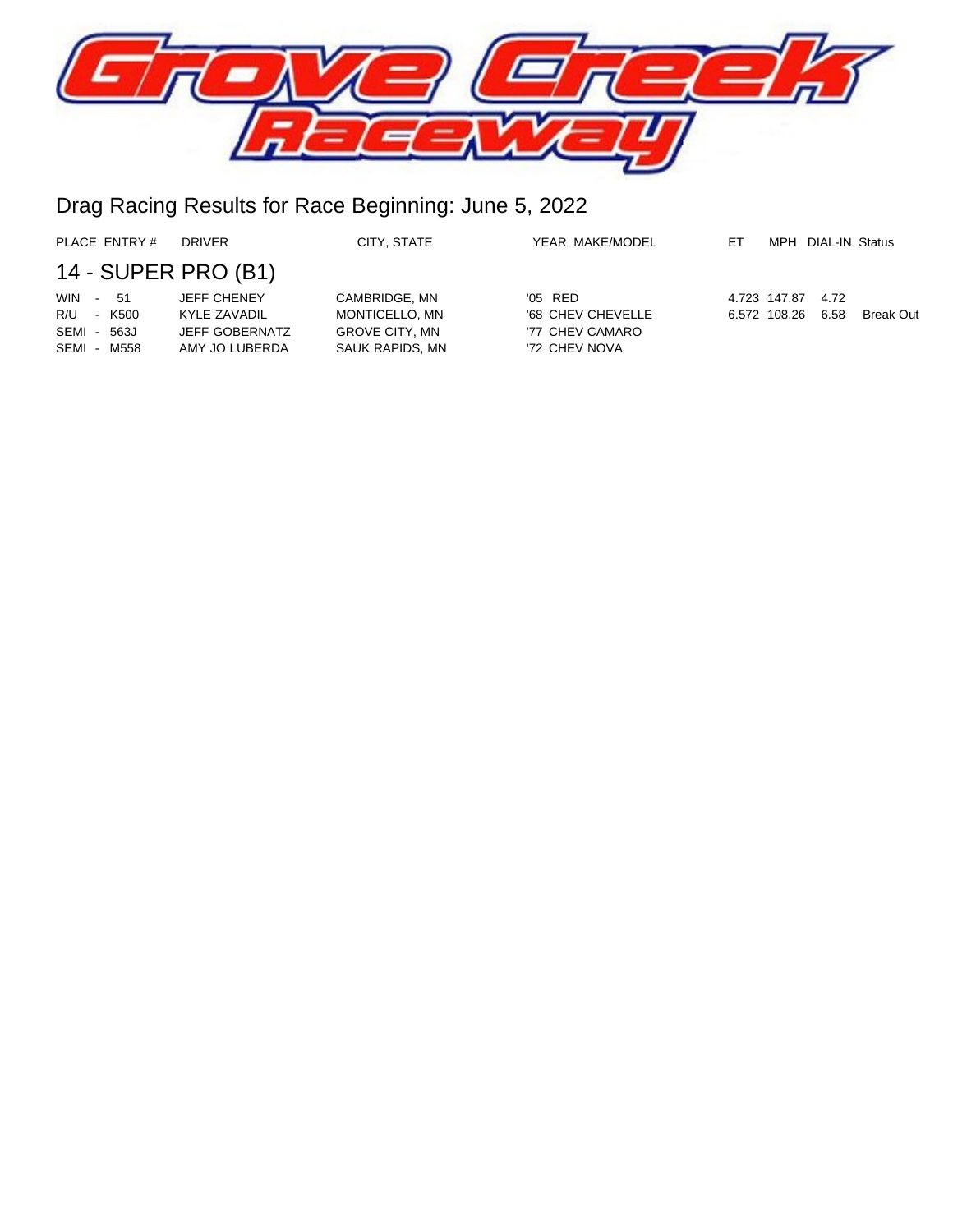# Grove Creek Raceway

## Drag Racing Results for Race Beginning: June 5, 2022

### 14 - SUPER PRO (B1)

| PLACE | ENTRY # | DRIVER | CITY, STATE | YEAR MAKE/MODEL | ET | MPH | DIAL-IN | Status |
|---|---|---|---|---|---|---|---|---|
| WIN | 51 | JEFF CHENEY | CAMBRIDGE, MN | '05 RED | 4.723 | 147.87 | 4.72 | |
| R/U | K500 | KYLE ZAVADIL | MONTICELLO, MN | '68 CHEV CHEVELLE | 6.572 | 108.26 | 6.58 | Break Out |
| SEMI | 563J | JEFF GOBERNATZ | GROVE CITY, MN | '77 CHEV CAMARO | | | | |
| SEMI | M558 | AMY JO LUBERDA | SAUK RAPIDS, MN | '72 CHEV NOVA | | | | |